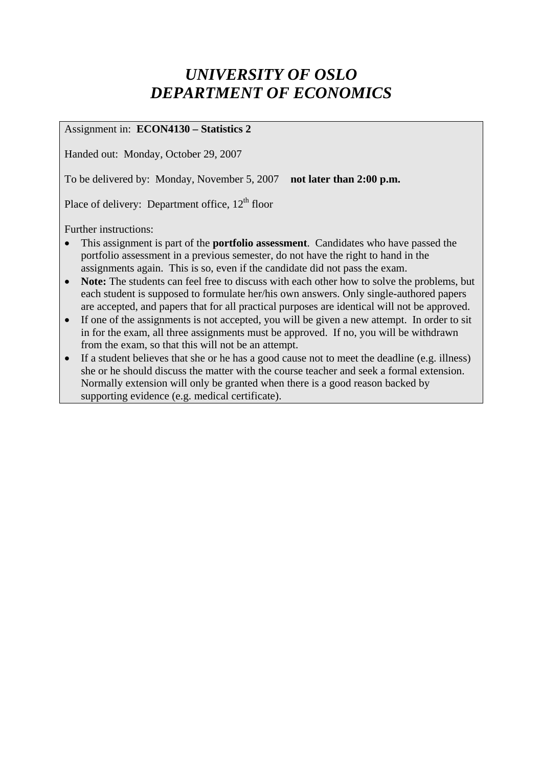# *UNIVERSITY OF OSLO*
# *DEPARTMENT OF ECONOMICS*

Assignment in: **ECON4130 – Statistics 2**

Handed out: Monday, October 29, 2007

To be delivered by: Monday, November 5, 2007 **not later than 2:00 p.m.**

Place of delivery: Department office, 12th floor

Further instructions:

- This assignment is part of the **portfolio assessment**. Candidates who have passed the portfolio assessment in a previous semester, do not have the right to hand in the assignments again. This is so, even if the candidate did not pass the exam.
- **Note:** The students can feel free to discuss with each other how to solve the problems, but each student is supposed to formulate her/his own answers. Only single-authored papers are accepted, and papers that for all practical purposes are identical will not be approved.
- If one of the assignments is not accepted, you will be given a new attempt. In order to sit in for the exam, all three assignments must be approved. If no, you will be withdrawn from the exam, so that this will not be an attempt.
- If a student believes that she or he has a good cause not to meet the deadline (e.g. illness) she or he should discuss the matter with the course teacher and seek a formal extension. Normally extension will only be granted when there is a good reason backed by supporting evidence (e.g. medical certificate).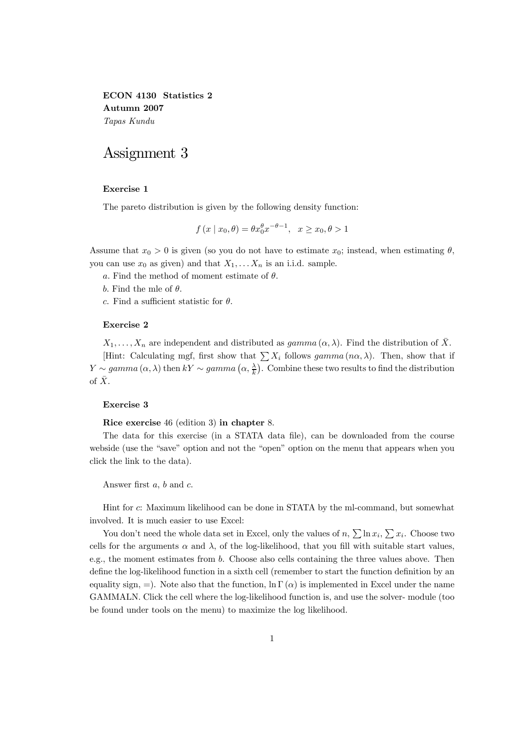**ECON 4130 Statistics 2**
**Autumn 2007**
*Tapas Kundu*

# Assignment 3

### Exercise 1

The pareto distribution is given by the following density function:

$$f(x \mid x_0, \theta) = \theta x_0^{\theta} x^{-\theta-1}, \quad x \geq x_0, \theta > 1$$

Assume that $x_0 > 0$ is given (so you do not have to estimate $x_0$; instead, when estimating $\theta$, you can use $x_0$ as given) and that $X_1, \ldots X_n$ is an i.i.d. sample.

*a*. Find the method of moment estimate of $\theta$.

*b*. Find the mle of $\theta$.

*c*. Find a sufficient statistic for $\theta$.

### Exercise 2

$X_1, \ldots, X_n$ are independent and distributed as *gamma* $(\alpha, \lambda)$. Find the distribution of $\bar{X}$.

[Hint: Calculating mgf, first show that $\sum X_i$ follows *gamma* $(n\alpha, \lambda)$. Then, show that if $Y \sim$ *gamma* $(\alpha, \lambda)$ then $kY \sim$ *gamma* $\left(\alpha, \frac{\lambda}{k}\right)$. Combine these two results to find the distribution of $\bar{X}$.

### Exercise 3

**Rice exercise** 46 (edition 3) **in chapter** 8.

The data for this exercise (in a STATA data file), can be downloaded from the course webside (use the "save" option and not the "open" option on the menu that appears when you click the link to the data).

Answer first *a*, *b* and *c*.

Hint for *c*: Maximum likelihood can be done in STATA by the ml-command, but somewhat involved. It is much easier to use Excel:

You don't need the whole data set in Excel, only the values of $n$, $\sum \ln x_i$, $\sum x_i$. Choose two cells for the arguments $\alpha$ and $\lambda$, of the log-likelihood, that you fill with suitable start values, e.g., the moment estimates from *b*. Choose also cells containing the three values above. Then define the log-likelihood function in a sixth cell (remember to start the function definition by an equality sign, =). Note also that the function, $\ln \Gamma(\alpha)$ is implemented in Excel under the name GAMMALN. Click the cell where the log-likelihood function is, and use the solver- module (too be found under tools on the menu) to maximize the log likelihood.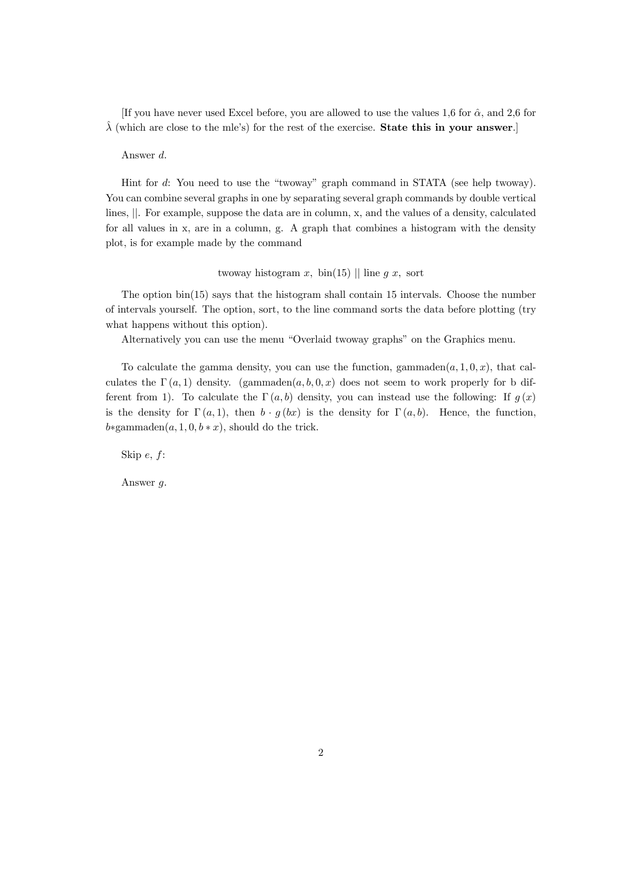[If you have never used Excel before, you are allowed to use the values 1,6 for $\hat{\alpha}$, and 2,6 for $\hat{\lambda}$ (which are close to the mle's) for the rest of the exercise. **State this in your answer**.]

Answer *d*.

Hint for *d*: You need to use the "twoway" graph command in STATA (see help twoway). You can combine several graphs in one by separating several graph commands by double vertical lines, ||. For example, suppose the data are in column, x, and the values of a density, calculated for all values in x, are in a column, g. A graph that combines a histogram with the density plot, is for example made by the command

$$\text{twoway histogram } x, \text{ bin(15) } || \text{ line } g \ x, \text{ sort}$$

The option bin(15) says that the histogram shall contain 15 intervals. Choose the number of intervals yourself. The option, sort, to the line command sorts the data before plotting (try what happens without this option).

Alternatively you can use the menu "Overlaid twoway graphs" on the Graphics menu.

To calculate the gamma density, you can use the function, gammaden$(a, 1, 0, x)$, that calculates the $\Gamma(a, 1)$ density. (gammaden$(a, b, 0, x)$ does not seem to work properly for b different from 1). To calculate the $\Gamma(a, b)$ density, you can instead use the following: If $g(x)$ is the density for $\Gamma(a, 1)$, then $b \cdot g(bx)$ is the density for $\Gamma(a, b)$. Hence, the function, $b*$gammaden$(a, 1, 0, b*x)$, should do the trick.

Skip *e*, *f*:

Answer *g*.